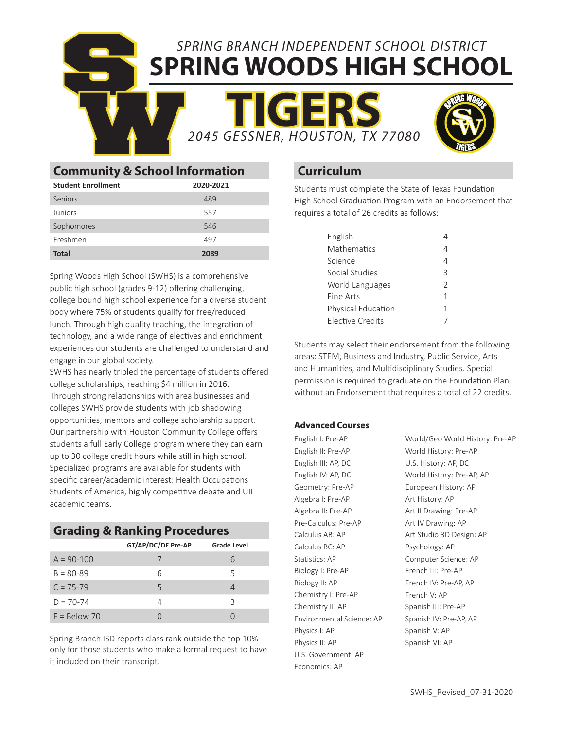*SPRING BRANCH INDEPENDENT SCHOOL DISTRICT*

# SPRING WOODS HIGH SCHOOL

## TIGERS

*2045 GESSNER, HOUSTON, TX 77080*

## Community & School Information

| Student Enrollment | 2020-2021 |
| --- | --- |
| Seniors | 489 |
| Juniors | 557 |
| Sophomores | 546 |
| Freshmen | 497 |
| **Total** | **2089** |

Spring Woods High School (SWHS) is a comprehensive public high school (grades 9-12) offering challenging, college bound high school experience for a diverse student body where 75% of students qualify for free/reduced lunch. Through high quality teaching, the integration of technology, and a wide range of electives and enrichment experiences our students are challenged to understand and engage in our global society.
SWHS has nearly tripled the percentage of students offered college scholarships, reaching $4 million in 2016. Through strong relationships with area businesses and colleges SWHS provide students with job shadowing opportunities, mentors and college scholarship support. Our partnership with Houston Community College offers students a full Early College program where they can earn up to 30 college credit hours while still in high school. Specialized programs are available for students with specific career/academic interest: Health Occupations Students of America, highly competitive debate and UIL academic teams.

## Grading & Ranking Procedures

| | GT/AP/DC/DE Pre-AP | Grade Level |
| --- | --- | --- |
| A = 90-100 | 7 | 6 |
| B = 80-89 | 6 | 5 |
| C = 75-79 | 5 | 4 |
| D = 70-74 | 4 | 3 |
| F = Below 70 | 0 | 0 |

Spring Branch ISD reports class rank outside the top 10% only for those students who make a formal request to have it included on their transcript.

## Curriculum

Students must complete the State of Texas Foundation High School Graduation Program with an Endorsement that requires a total of 26 credits as follows:

| | |
| --- | --- |
| English | 4 |
| Mathematics | 4 |
| Science | 4 |
| Social Studies | 3 |
| World Languages | 2 |
| Fine Arts | 1 |
| Physical Education | 1 |
| Elective Credits | 7 |

Students may select their endorsement from the following areas: STEM, Business and Industry, Public Service, Arts and Humanities, and Multidisciplinary Studies. Special permission is required to graduate on the Foundation Plan without an Endorsement that requires a total of 22 credits.

### Advanced Courses

English I: Pre-AP
English II: Pre-AP
English III: AP, DC
English IV: AP, DC
Geometry: Pre-AP
Algebra I: Pre-AP
Algebra II: Pre-AP
Pre-Calculus: Pre-AP
Calculus AB: AP
Calculus BC: AP
Statistics: AP
Biology I: Pre-AP
Biology II: AP
Chemistry I: Pre-AP
Chemistry II: AP
Environmental Science: AP
Physics I: AP
Physics II: AP
U.S. Government: AP
Economics: AP
World/Geo World History: Pre-AP
World History: Pre-AP
U.S. History: AP, DC
World History: Pre-AP, AP
European History: AP
Art History: AP
Art II Drawing: Pre-AP
Art IV Drawing: AP
Art Studio 3D Design: AP
Psychology: AP
Computer Science: AP
French III: Pre-AP
French IV: Pre-AP, AP
French V: AP
Spanish III: Pre-AP
Spanish IV: Pre-AP, AP
Spanish V: AP
Spanish VI: AP

SWHS_Revised_07-31-2020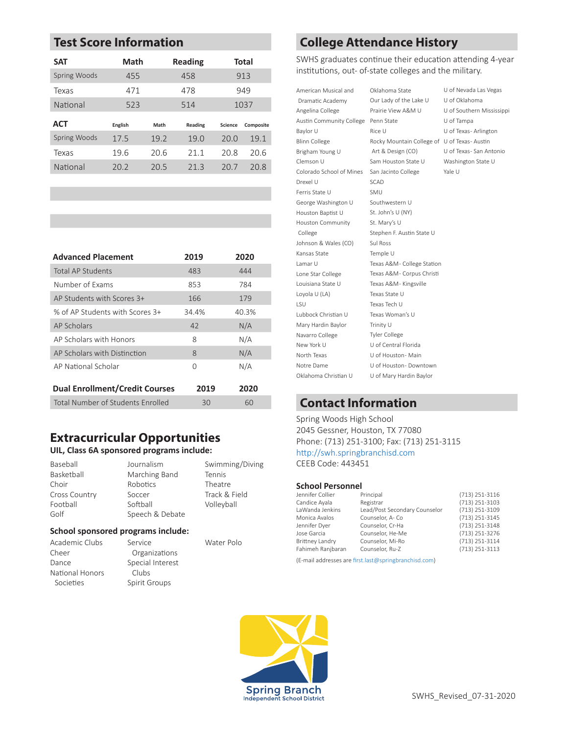## Test Score Information

| SAT | Math | Reading | Total |
|---|---|---|---|
| Spring Woods | 455 | 458 | 913 |
| Texas | 471 | 478 | 949 |
| National | 523 | 514 | 1037 |

| ACT | English | Math | Reading | Science | Composite |
|---|---|---|---|---|---|
| Spring Woods | 17.5 | 19.2 | 19.0 | 20.0 | 19.1 |
| Texas | 19.6 | 20.6 | 21.1 | 20.8 | 20.6 |
| National | 20.2 | 20.5 | 21.3 | 20.7 | 20.8 |

| Advanced Placement | 2019 | 2020 |
|---|---|---|
| Total AP Students | 483 | 444 |
| Number of Exams | 853 | 784 |
| AP Students with Scores 3+ | 166 | 179 |
| % of AP Students with Scores 3+ | 34.4% | 40.3% |
| AP Scholars | 42 | N/A |
| AP Scholars with Honors | 8 | N/A |
| AP Scholars with Distinction | 8 | N/A |
| AP National Scholar | 0 | N/A |

| Dual Enrollment/Credit Courses | 2019 | 2020 |
|---|---|---|
| Total Number of Students Enrolled | 30 | 60 |

## Extracurricular Opportunities

**UIL, Class 6A sponsored programs include:**

Baseball
Basketball
Choir
Cross Country
Football
Golf
Journalism
Marching Band
Robotics
Soccer
Softball
Speech & Debate
Swimming/Diving
Tennis
Theatre
Track & Field
Volleyball

**School sponsored programs include:**

Academic Clubs
Cheer
Dance
National Honors Societies
Service Organizations
Special Interest Clubs
Spirit Groups
Water Polo

## College Attendance History

SWHS graduates continue their education attending 4-year institutions, out- of-state colleges and the military.

American Musical and Dramatic Academy
Angelina College
Austin Community College
Baylor U
Blinn College
Brigham Young U
Clemson U
Colorado School of Mines
Drexel U
Ferris State U
George Washington U
Houston Baptist U
Houston Community College
Johnson & Wales (CO)
Kansas State
Lamar U
Lone Star College
Louisiana State U
Loyola U (LA)
LSU
Lubbock Christian U
Mary Hardin Baylor
Navarro College
New York U
North Texas
Notre Dame
Oklahoma Christian U
Oklahoma State
Our Lady of the Lake U
Prairie View A&M U
Penn State
Rice U
Rocky Mountain College of Art & Design (CO)
Sam Houston State U
San Jacinto College
SCAD
SMU
Southwestern U
St. John's U (NY)
St. Mary's U
Stephen F. Austin State U
Sul Ross
Temple U
Texas A&M- College Station
Texas A&M- Corpus Christi
Texas A&M- Kingsville
Texas State U
Texas Tech U
Texas Woman's U
Trinity U
Tyler College
U of Central Florida
U of Houston- Main
U of Houston- Downtown
U of Mary Hardin Baylor
U of Nevada Las Vegas
U of Oklahoma
U of Southern Mississippi
U of Tampa
U of Texas- Arlington
U of Texas- Austin
U of Texas- San Antonio
Washington State U
Yale U

## Contact Information

Spring Woods High School
2045 Gessner, Houston, TX 77080
Phone: (713) 251-3100; Fax: (713) 251-3115
http://swh.springbranchisd.com
CEEB Code: 443451

### School Personnel

| | | |
|---|---|---|
| Jennifer Collier | Principal | (713) 251-3116 |
| Candice Ayala | Registrar | (713) 251-3103 |
| LaWanda Jenkins | Lead/Post Secondary Counselor | (713) 251-3109 |
| Monica Avalos | Counselor, A- Co | (713) 251-3145 |
| Jennifer Dyer | Counselor, Cr-Ha | (713) 251-3148 |
| Jose Garcia | Counselor, He-Me | (713) 251-3276 |
| Brittney Landry | Counselor, Mi-Ro | (713) 251-3114 |
| Fahimeh Ranjbaran | Counselor, Ru-Z | (713) 251-3113 |

(E-mail addresses are first.last@springbranchisd.com)

Spring Branch Independent School District

SWHS_Revised_07-31-2020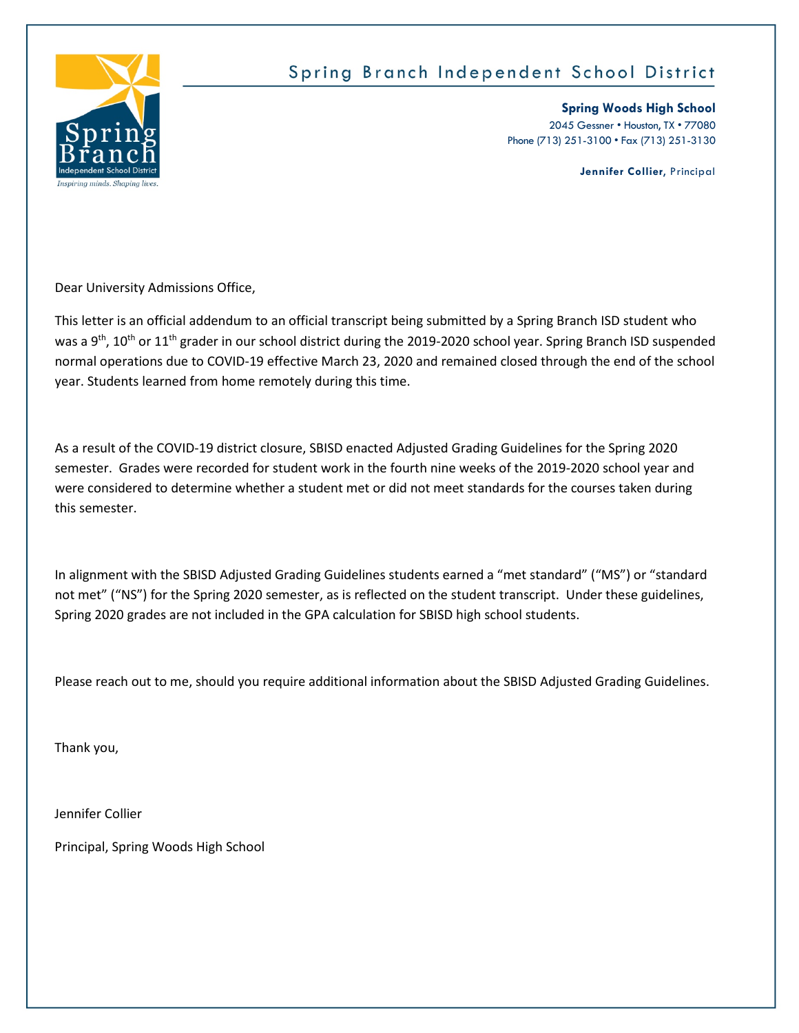Spring Branch Independent School District

**Spring Woods High School**
2045 Gessner • Houston, TX • 77080
Phone (713) 251-3100 • Fax (713) 251-3130

**Jennifer Collier,** Principal

Dear University Admissions Office,

This letter is an official addendum to an official transcript being submitted by a Spring Branch ISD student who was a 9th, 10th or 11th grader in our school district during the 2019-2020 school year. Spring Branch ISD suspended normal operations due to COVID-19 effective March 23, 2020 and remained closed through the end of the school year. Students learned from home remotely during this time.

As a result of the COVID-19 district closure, SBISD enacted Adjusted Grading Guidelines for the Spring 2020 semester. Grades were recorded for student work in the fourth nine weeks of the 2019-2020 school year and were considered to determine whether a student met or did not meet standards for the courses taken during this semester.

In alignment with the SBISD Adjusted Grading Guidelines students earned a "met standard" ("MS") or "standard not met" ("NS") for the Spring 2020 semester, as is reflected on the student transcript. Under these guidelines, Spring 2020 grades are not included in the GPA calculation for SBISD high school students.

Please reach out to me, should you require additional information about the SBISD Adjusted Grading Guidelines.

Thank you,

Jennifer Collier

Principal, Spring Woods High School